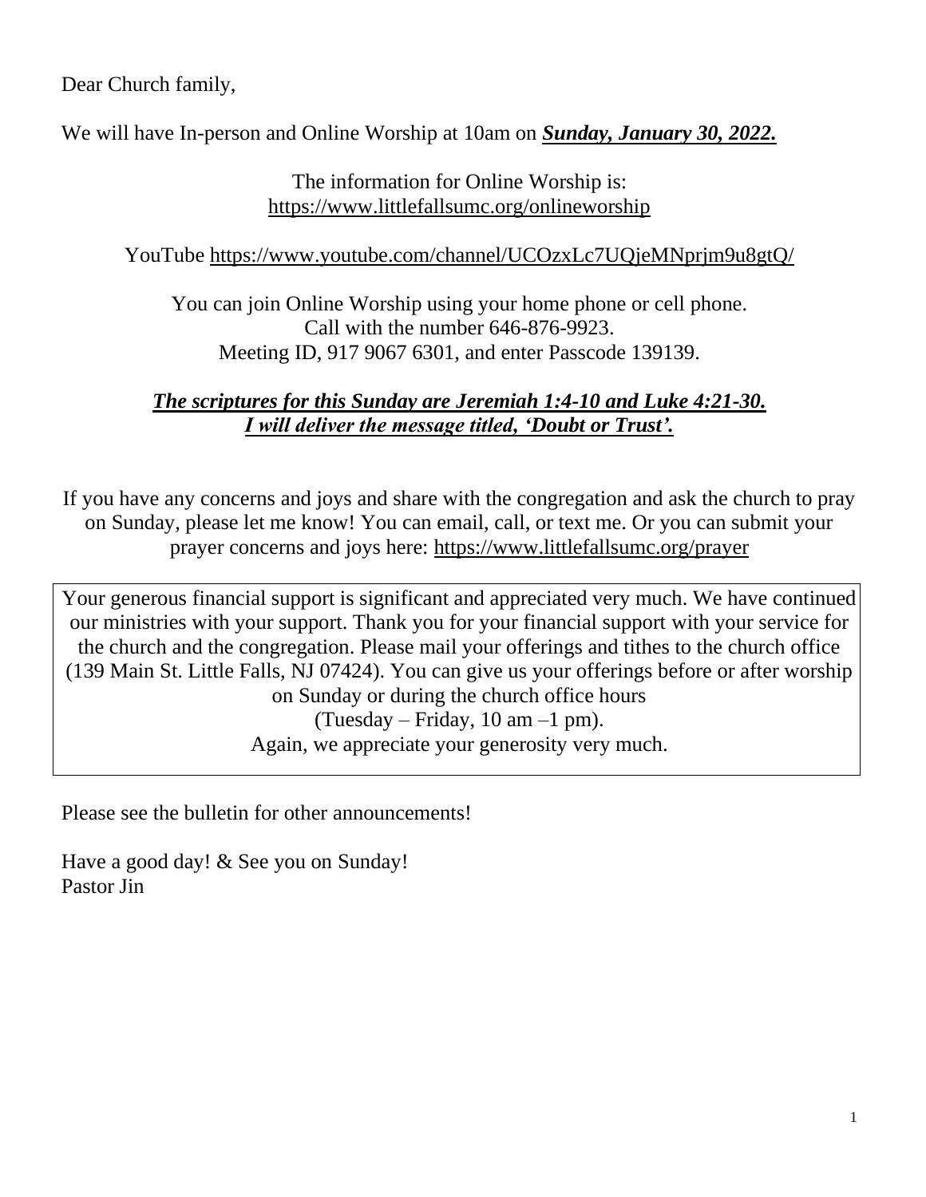Dear Church family,

We will have In-person and Online Worship at 10am on ***Sunday, January 30, 2022.***

The information for Online Worship is:
https://www.littlefallsumc.org/onlineworship

YouTube https://www.youtube.com/channel/UCOzxLc7UQjeMNprjm9u8gtQ/

You can join Online Worship using your home phone or cell phone.
Call with the number 646-876-9923.
Meeting ID, 917 9067 6301, and enter Passcode 139139.

***The scriptures for this Sunday are Jeremiah 1:4-10 and Luke 4:21-30.***
***I will deliver the message titled, 'Doubt or Trust'.***

If you have any concerns and joys and share with the congregation and ask the church to pray on Sunday, please let me know! You can email, call, or text me. Or you can submit your prayer concerns and joys here: https://www.littlefallsumc.org/prayer

Your generous financial support is significant and appreciated very much. We have continued our ministries with your support. Thank you for your financial support with your service for the church and the congregation. Please mail your offerings and tithes to the church office (139 Main St. Little Falls, NJ 07424). You can give us your offerings before or after worship on Sunday or during the church office hours
(Tuesday – Friday, 10 am –1 pm).
Again, we appreciate your generosity very much.

Please see the bulletin for other announcements!

Have a good day! & See you on Sunday!
Pastor Jin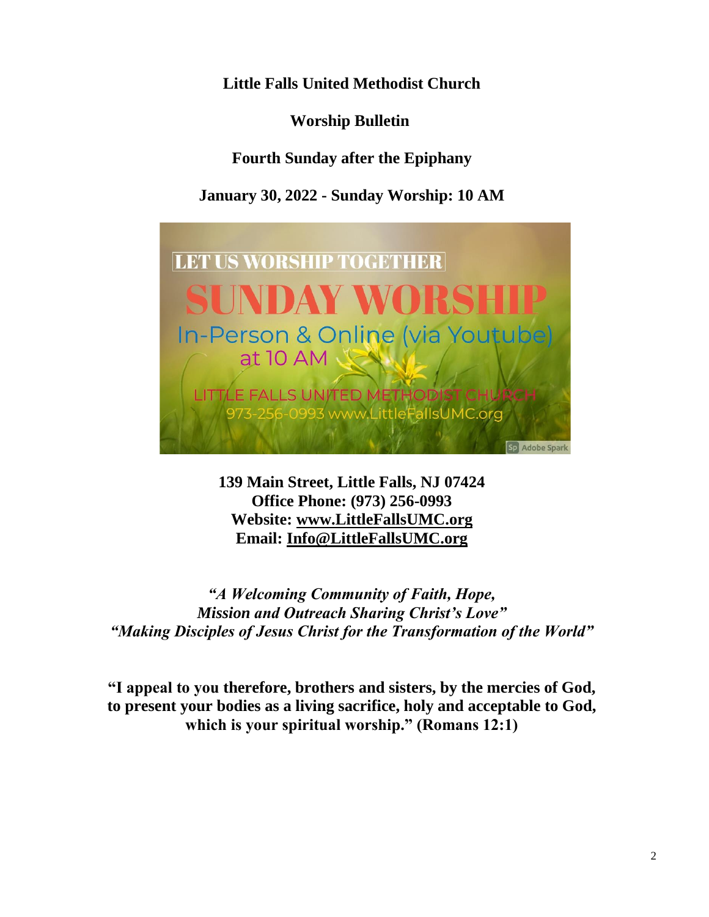**Little Falls United Methodist Church**

**Worship Bulletin**

**Fourth Sunday after the Epiphany**

**January 30, 2022 - Sunday Worship: 10 AM**

**139 Main Street, Little Falls, NJ 07424**
**Office Phone: (973) 256-0993**
**Website: www.LittleFallsUMC.org**
**Email: Info@LittleFallsUMC.org**

***"A Welcoming Community of Faith, Hope,***
***Mission and Outreach Sharing Christ's Love"***
***"Making Disciples of Jesus Christ for the Transformation of the World"***

**"I appeal to you therefore, brothers and sisters, by the mercies of God, to present your bodies as a living sacrifice, holy and acceptable to God, which is your spiritual worship." (Romans 12:1)**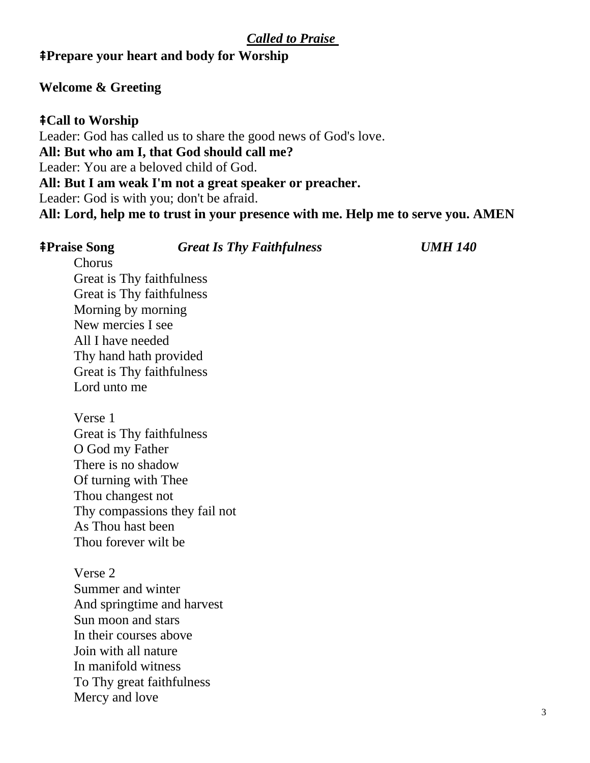***Called to Praise***

**ǂPrepare your heart and body for Worship**

**Welcome & Greeting**

**ǂCall to Worship**

Leader: God has called us to share the good news of God's love.

**All: But who am I, that God should call me?**

Leader: You are a beloved child of God.

**All: But I am weak I'm not a great speaker or preacher.**

Leader: God is with you; don't be afraid.

**All: Lord, help me to trust in your presence with me. Help me to serve you. AMEN**

**ǂPraise Song** ***Great Is Thy Faithfulness*** ***UMH 140***

Chorus
Great is Thy faithfulness
Great is Thy faithfulness
Morning by morning
New mercies I see
All I have needed
Thy hand hath provided
Great is Thy faithfulness
Lord unto me

Verse 1
Great is Thy faithfulness
O God my Father
There is no shadow
Of turning with Thee
Thou changest not
Thy compassions they fail not
As Thou hast been
Thou forever wilt be

Verse 2
Summer and winter
And springtime and harvest
Sun moon and stars
In their courses above
Join with all nature
In manifold witness
To Thy great faithfulness
Mercy and love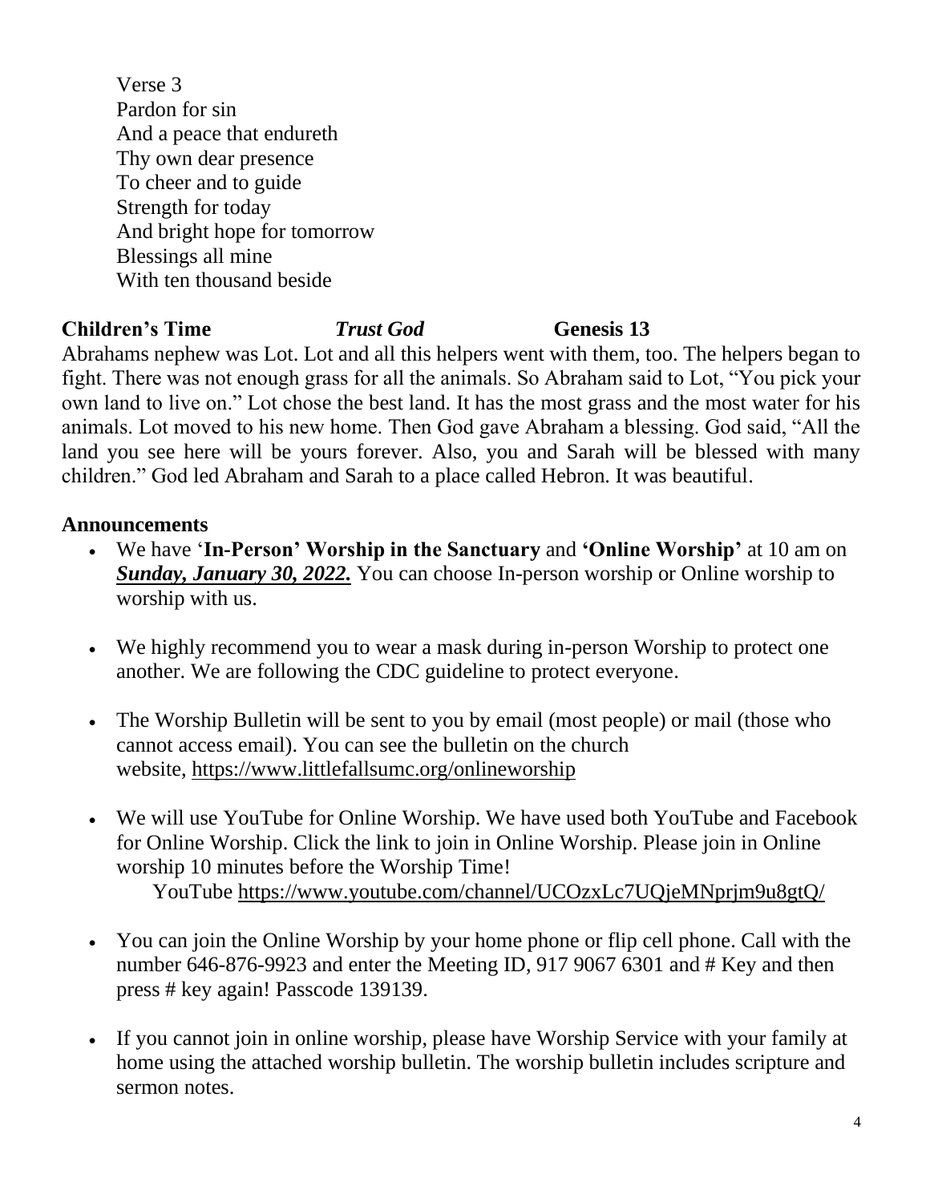Verse 3
Pardon for sin
And a peace that endureth
Thy own dear presence
To cheer and to guide
Strength for today
And bright hope for tomorrow
Blessings all mine
With ten thousand beside

**Children's Time** ***Trust God*** **Genesis 13**

Abrahams nephew was Lot. Lot and all this helpers went with them, too. The helpers began to fight. There was not enough grass for all the animals. So Abraham said to Lot, "You pick your own land to live on." Lot chose the best land. It has the most grass and the most water for his animals. Lot moved to his new home. Then God gave Abraham a blessing. God said, "All the land you see here will be yours forever. Also, you and Sarah will be blessed with many children." God led Abraham and Sarah to a place called Hebron. It was beautiful.

**Announcements**

- We have '**In-Person' Worship in the Sanctuary** and **'Online Worship'** at 10 am on ***Sunday, January 30, 2022.*** You can choose In-person worship or Online worship to worship with us.
- We highly recommend you to wear a mask during in-person Worship to protect one another. We are following the CDC guideline to protect everyone.
- The Worship Bulletin will be sent to you by email (most people) or mail (those who cannot access email). You can see the bulletin on the church website, https://www.littlefallsumc.org/onlineworship
- We will use YouTube for Online Worship. We have used both YouTube and Facebook for Online Worship. Click the link to join in Online Worship. Please join in Online worship 10 minutes before the Worship Time!
  YouTube https://www.youtube.com/channel/UCOzxLc7UQjeMNprjm9u8gtQ/
- You can join the Online Worship by your home phone or flip cell phone. Call with the number 646-876-9923 and enter the Meeting ID, 917 9067 6301 and # Key and then press # key again! Passcode 139139.
- If you cannot join in online worship, please have Worship Service with your family at home using the attached worship bulletin. The worship bulletin includes scripture and sermon notes.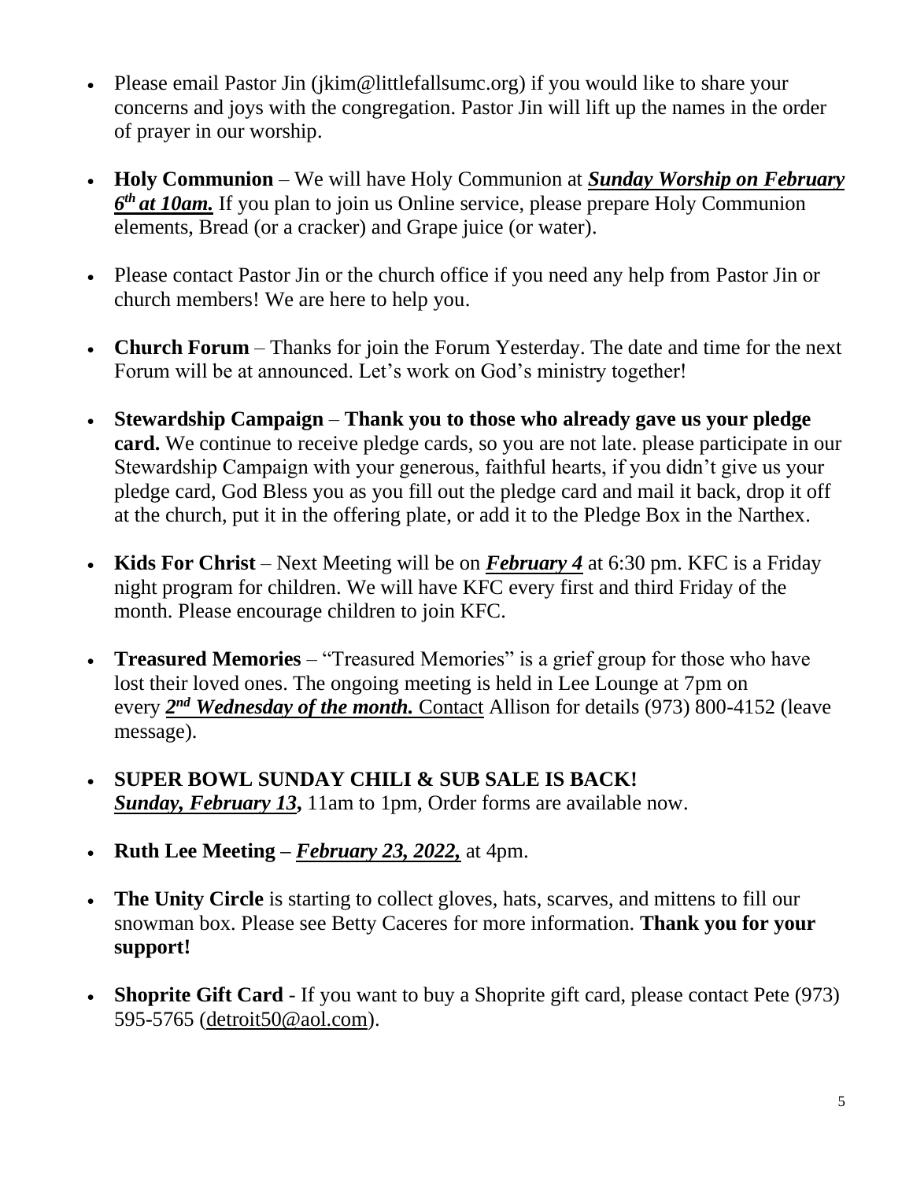- Please email Pastor Jin (jkim@littlefallsumc.org) if you would like to share your concerns and joys with the congregation. Pastor Jin will lift up the names in the order of prayer in our worship.

- **Holy Communion** – We will have Holy Communion at ***Sunday Worship on February 6th at 10am.*** If you plan to join us Online service, please prepare Holy Communion elements, Bread (or a cracker) and Grape juice (or water).

- Please contact Pastor Jin or the church office if you need any help from Pastor Jin or church members! We are here to help you.

- **Church Forum** – Thanks for join the Forum Yesterday. The date and time for the next Forum will be at announced. Let's work on God's ministry together!

- **Stewardship Campaign** – **Thank you to those who already gave us your pledge card.** We continue to receive pledge cards, so you are not late. please participate in our Stewardship Campaign with your generous, faithful hearts, if you didn't give us your pledge card, God Bless you as you fill out the pledge card and mail it back, drop it off at the church, put it in the offering plate, or add it to the Pledge Box in the Narthex.

- **Kids For Christ** – Next Meeting will be on ***February 4*** at 6:30 pm. KFC is a Friday night program for children. We will have KFC every first and third Friday of the month. Please encourage children to join KFC.

- **Treasured Memories** – "Treasured Memories" is a grief group for those who have lost their loved ones. The ongoing meeting is held in Lee Lounge at 7pm on every ***2nd Wednesday of the month.*** Contact Allison for details (973) 800-4152 (leave message).

- **SUPER BOWL SUNDAY CHILI & SUB SALE IS BACK!**
  ***Sunday, February 13,*** 11am to 1pm, Order forms are available now.

- **Ruth Lee Meeting –** ***February 23, 2022,*** at 4pm.

- **The Unity Circle** is starting to collect gloves, hats, scarves, and mittens to fill our snowman box. Please see Betty Caceres for more information. **Thank you for your support!**

- **Shoprite Gift Card** - If you want to buy a Shoprite gift card, please contact Pete (973) 595-5765 (detroit50@aol.com).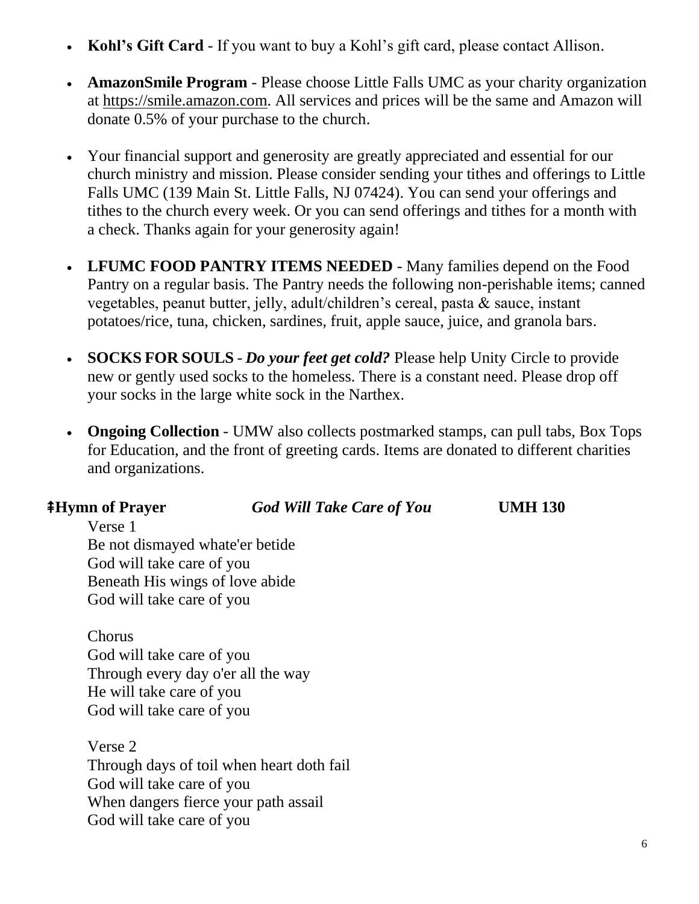- **Kohl's Gift Card** - If you want to buy a Kohl's gift card, please contact Allison.

- **AmazonSmile Program** - Please choose Little Falls UMC as your charity organization at https://smile.amazon.com. All services and prices will be the same and Amazon will donate 0.5% of your purchase to the church.

- Your financial support and generosity are greatly appreciated and essential for our church ministry and mission. Please consider sending your tithes and offerings to Little Falls UMC (139 Main St. Little Falls, NJ 07424). You can send your offerings and tithes to the church every week. Or you can send offerings and tithes for a month with a check. Thanks again for your generosity again!

- **LFUMC FOOD PANTRY ITEMS NEEDED** - Many families depend on the Food Pantry on a regular basis. The Pantry needs the following non-perishable items; canned vegetables, peanut butter, jelly, adult/children's cereal, pasta & sauce, instant potatoes/rice, tuna, chicken, sardines, fruit, apple sauce, juice, and granola bars.

- **SOCKS FOR SOULS** - ***Do your feet get cold?*** Please help Unity Circle to provide new or gently used socks to the homeless. There is a constant need. Please drop off your socks in the large white sock in the Narthex.

- **Ongoing Collection** - UMW also collects postmarked stamps, can pull tabs, Box Tops for Education, and the front of greeting cards. Items are donated to different charities and organizations.

**⇞Hymn of Prayer** ***God Will Take Care of You*** **UMH 130**

Verse 1
Be not dismayed whate'er betide
God will take care of you
Beneath His wings of love abide
God will take care of you

Chorus
God will take care of you
Through every day o'er all the way
He will take care of you
God will take care of you

Verse 2
Through days of toil when heart doth fail
God will take care of you
When dangers fierce your path assail
God will take care of you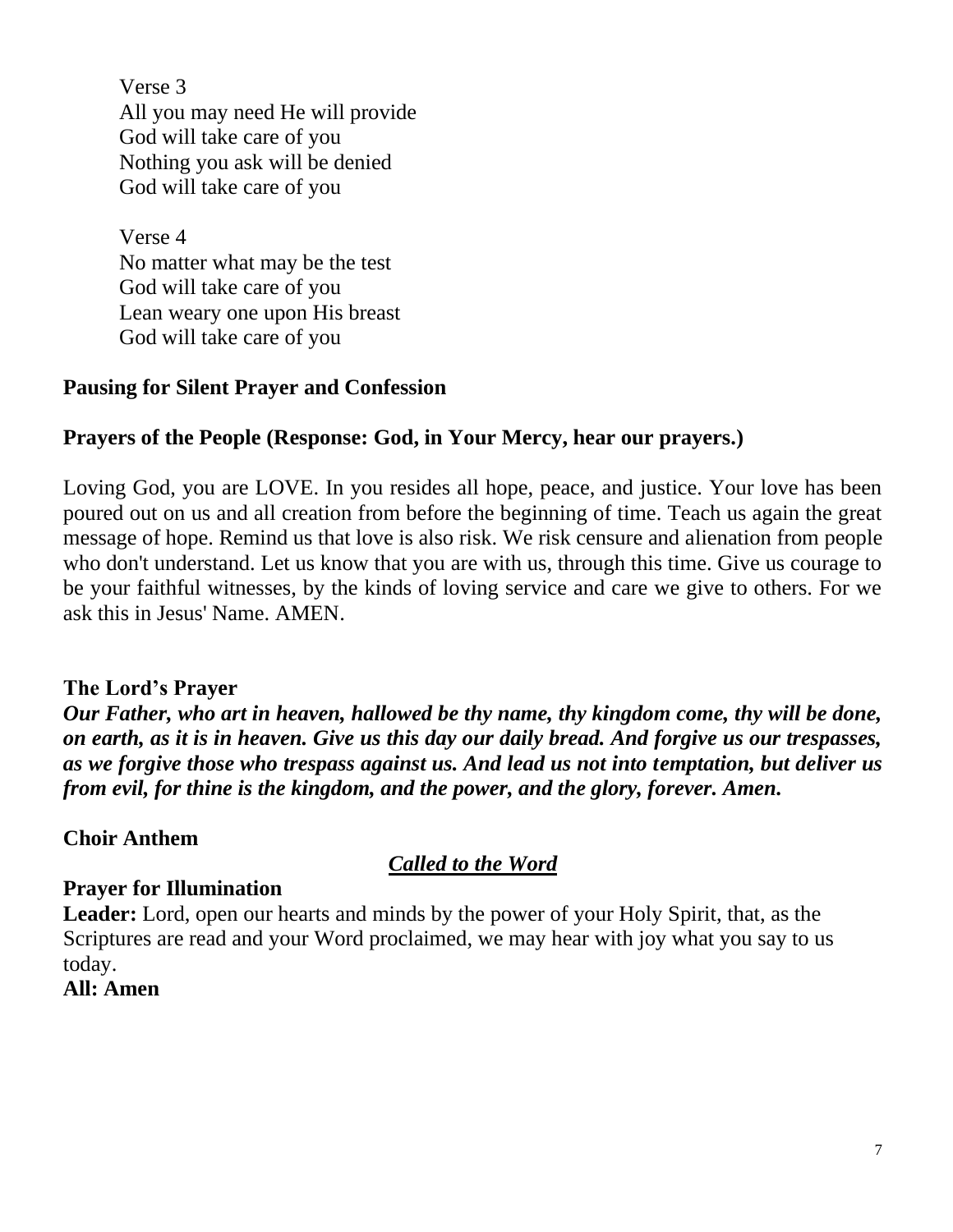Verse 3
All you may need He will provide
God will take care of you
Nothing you ask will be denied
God will take care of you

Verse 4
No matter what may be the test
God will take care of you
Lean weary one upon His breast
God will take care of you

**Pausing for Silent Prayer and Confession**

**Prayers of the People (Response: God, in Your Mercy, hear our prayers.)**

Loving God, you are LOVE. In you resides all hope, peace, and justice. Your love has been poured out on us and all creation from before the beginning of time. Teach us again the great message of hope. Remind us that love is also risk. We risk censure and alienation from people who don't understand. Let us know that you are with us, through this time. Give us courage to be your faithful witnesses, by the kinds of loving service and care we give to others. For we ask this in Jesus' Name. AMEN.

**The Lord's Prayer**

***Our Father, who art in heaven, hallowed be thy name, thy kingdom come, thy will be done, on earth, as it is in heaven. Give us this day our daily bread. And forgive us our trespasses, as we forgive those who trespass against us. And lead us not into temptation, but deliver us from evil, for thine is the kingdom, and the power, and the glory, forever. Amen.***

**Choir Anthem**

***Called to the Word***

**Prayer for Illumination**

**Leader:** Lord, open our hearts and minds by the power of your Holy Spirit, that, as the Scriptures are read and your Word proclaimed, we may hear with joy what you say to us today.

**All: Amen**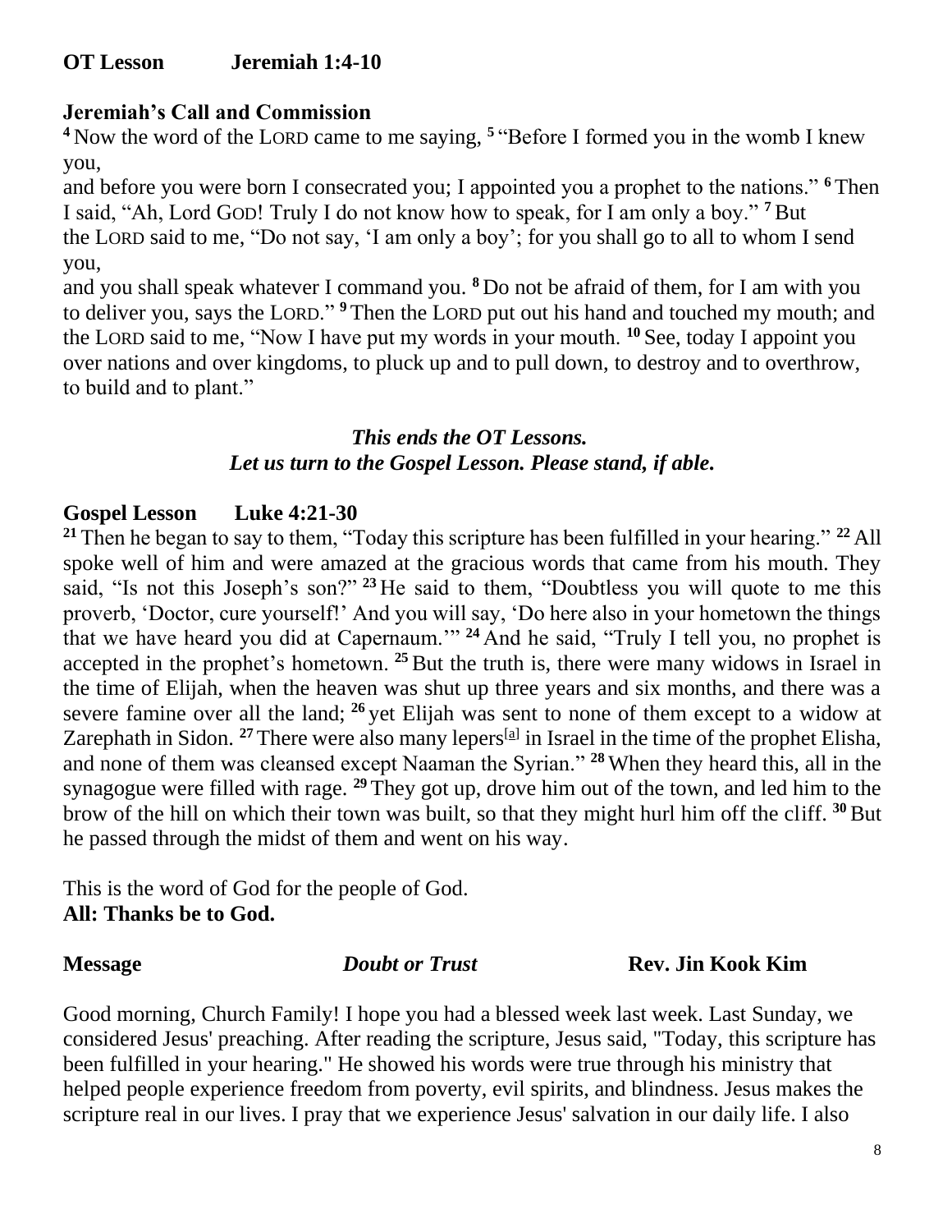**OT Lesson  Jeremiah 1:4-10**

**Jeremiah's Call and Commission**

**4** Now the word of the LORD came to me saying, **5** "Before I formed you in the womb I knew you,
and before you were born I consecrated you; I appointed you a prophet to the nations." **6** Then I said, "Ah, Lord GOD! Truly I do not know how to speak, for I am only a boy." **7** But the LORD said to me, "Do not say, 'I am only a boy'; for you shall go to all to whom I send you,
and you shall speak whatever I command you. **8** Do not be afraid of them, for I am with you to deliver you, says the LORD." **9** Then the LORD put out his hand and touched my mouth; and the LORD said to me, "Now I have put my words in your mouth. **10** See, today I appoint you over nations and over kingdoms, to pluck up and to pull down, to destroy and to overthrow, to build and to plant."

***This ends the OT Lessons.***
***Let us turn to the Gospel Lesson. Please stand, if able.***

**Gospel Lesson  Luke 4:21-30**

**21** Then he began to say to them, "Today this scripture has been fulfilled in your hearing." **22** All spoke well of him and were amazed at the gracious words that came from his mouth. They said, "Is not this Joseph's son?" **23** He said to them, "Doubtless you will quote to me this proverb, 'Doctor, cure yourself!' And you will say, 'Do here also in your hometown the things that we have heard you did at Capernaum.'" **24** And he said, "Truly I tell you, no prophet is accepted in the prophet's hometown. **25** But the truth is, there were many widows in Israel in the time of Elijah, when the heaven was shut up three years and six months, and there was a severe famine over all the land; **26** yet Elijah was sent to none of them except to a widow at Zarephath in Sidon. **27** There were also many lepers[a] in Israel in the time of the prophet Elisha, and none of them was cleansed except Naaman the Syrian." **28** When they heard this, all in the synagogue were filled with rage. **29** They got up, drove him out of the town, and led him to the brow of the hill on which their town was built, so that they might hurl him off the cliff. **30** But he passed through the midst of them and went on his way.

This is the word of God for the people of God.
**All: Thanks be to God.**

**Message**  ***Doubt or Trust***  **Rev. Jin Kook Kim**

Good morning, Church Family! I hope you had a blessed week last week. Last Sunday, we considered Jesus' preaching. After reading the scripture, Jesus said, "Today, this scripture has been fulfilled in your hearing." He showed his words were true through his ministry that helped people experience freedom from poverty, evil spirits, and blindness. Jesus makes the scripture real in our lives. I pray that we experience Jesus' salvation in our daily life. I also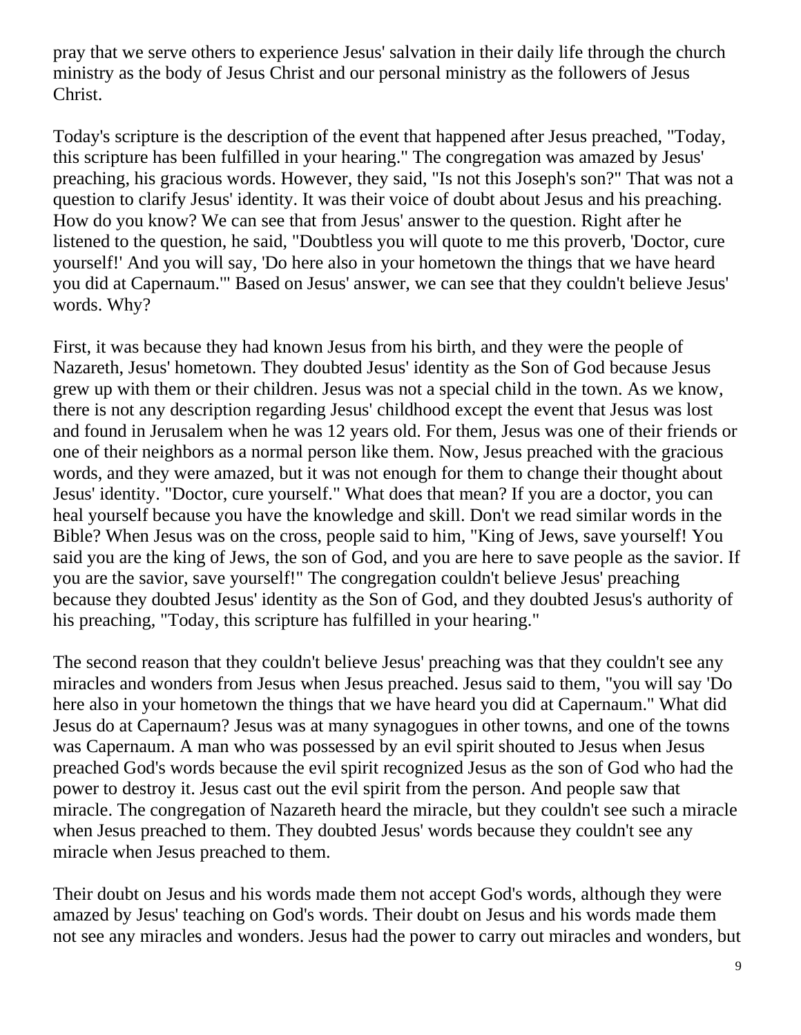pray that we serve others to experience Jesus' salvation in their daily life through the church ministry as the body of Jesus Christ and our personal ministry as the followers of Jesus Christ.

Today's scripture is the description of the event that happened after Jesus preached, "Today, this scripture has been fulfilled in your hearing." The congregation was amazed by Jesus' preaching, his gracious words. However, they said, "Is not this Joseph's son?" That was not a question to clarify Jesus' identity. It was their voice of doubt about Jesus and his preaching. How do you know? We can see that from Jesus' answer to the question. Right after he listened to the question, he said, "Doubtless you will quote to me this proverb, 'Doctor, cure yourself!' And you will say, 'Do here also in your hometown the things that we have heard you did at Capernaum.'" Based on Jesus' answer, we can see that they couldn't believe Jesus' words. Why?

First, it was because they had known Jesus from his birth, and they were the people of Nazareth, Jesus' hometown. They doubted Jesus' identity as the Son of God because Jesus grew up with them or their children. Jesus was not a special child in the town. As we know, there is not any description regarding Jesus' childhood except the event that Jesus was lost and found in Jerusalem when he was 12 years old. For them, Jesus was one of their friends or one of their neighbors as a normal person like them. Now, Jesus preached with the gracious words, and they were amazed, but it was not enough for them to change their thought about Jesus' identity. "Doctor, cure yourself." What does that mean? If you are a doctor, you can heal yourself because you have the knowledge and skill. Don't we read similar words in the Bible? When Jesus was on the cross, people said to him, "King of Jews, save yourself! You said you are the king of Jews, the son of God, and you are here to save people as the savior. If you are the savior, save yourself!" The congregation couldn't believe Jesus' preaching because they doubted Jesus' identity as the Son of God, and they doubted Jesus's authority of his preaching, "Today, this scripture has fulfilled in your hearing."

The second reason that they couldn't believe Jesus' preaching was that they couldn't see any miracles and wonders from Jesus when Jesus preached. Jesus said to them, "you will say 'Do here also in your hometown the things that we have heard you did at Capernaum." What did Jesus do at Capernaum? Jesus was at many synagogues in other towns, and one of the towns was Capernaum. A man who was possessed by an evil spirit shouted to Jesus when Jesus preached God's words because the evil spirit recognized Jesus as the son of God who had the power to destroy it. Jesus cast out the evil spirit from the person. And people saw that miracle. The congregation of Nazareth heard the miracle, but they couldn't see such a miracle when Jesus preached to them. They doubted Jesus' words because they couldn't see any miracle when Jesus preached to them.

Their doubt on Jesus and his words made them not accept God's words, although they were amazed by Jesus' teaching on God's words. Their doubt on Jesus and his words made them not see any miracles and wonders. Jesus had the power to carry out miracles and wonders, but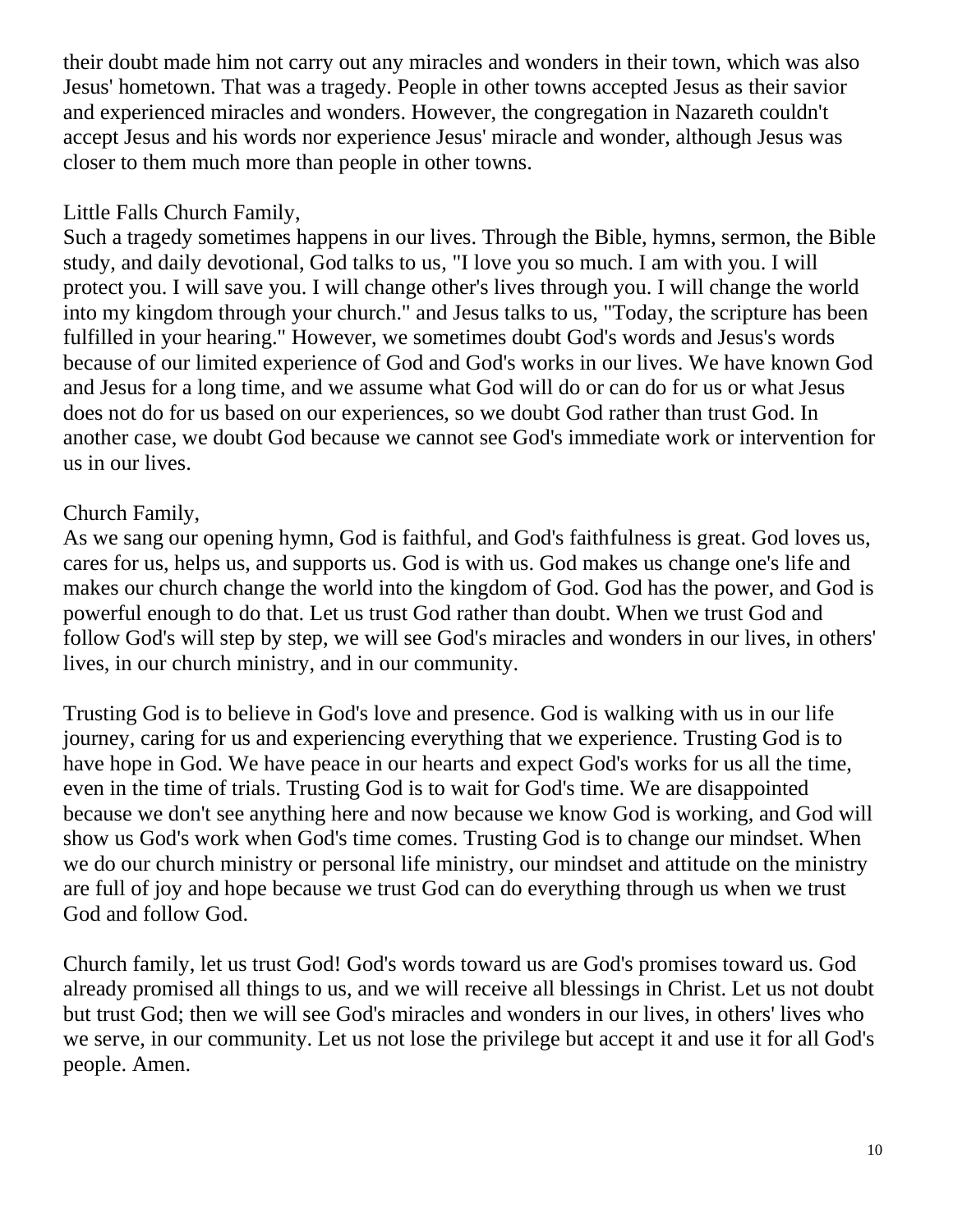their doubt made him not carry out any miracles and wonders in their town, which was also Jesus' hometown. That was a tragedy. People in other towns accepted Jesus as their savior and experienced miracles and wonders. However, the congregation in Nazareth couldn't accept Jesus and his words nor experience Jesus' miracle and wonder, although Jesus was closer to them much more than people in other towns.

Little Falls Church Family,
Such a tragedy sometimes happens in our lives. Through the Bible, hymns, sermon, the Bible study, and daily devotional, God talks to us, "I love you so much. I am with you. I will protect you. I will save you. I will change other's lives through you. I will change the world into my kingdom through your church." and Jesus talks to us, "Today, the scripture has been fulfilled in your hearing." However, we sometimes doubt God's words and Jesus's words because of our limited experience of God and God's works in our lives. We have known God and Jesus for a long time, and we assume what God will do or can do for us or what Jesus does not do for us based on our experiences, so we doubt God rather than trust God. In another case, we doubt God because we cannot see God's immediate work or intervention for us in our lives.

Church Family,
As we sang our opening hymn, God is faithful, and God's faithfulness is great. God loves us, cares for us, helps us, and supports us. God is with us. God makes us change one's life and makes our church change the world into the kingdom of God. God has the power, and God is powerful enough to do that. Let us trust God rather than doubt. When we trust God and follow God's will step by step, we will see God's miracles and wonders in our lives, in others' lives, in our church ministry, and in our community.

Trusting God is to believe in God's love and presence. God is walking with us in our life journey, caring for us and experiencing everything that we experience. Trusting God is to have hope in God. We have peace in our hearts and expect God's works for us all the time, even in the time of trials. Trusting God is to wait for God's time. We are disappointed because we don't see anything here and now because we know God is working, and God will show us God's work when God's time comes. Trusting God is to change our mindset. When we do our church ministry or personal life ministry, our mindset and attitude on the ministry are full of joy and hope because we trust God can do everything through us when we trust God and follow God.

Church family, let us trust God! God's words toward us are God's promises toward us. God already promised all things to us, and we will receive all blessings in Christ. Let us not doubt but trust God; then we will see God's miracles and wonders in our lives, in others' lives who we serve, in our community. Let us not lose the privilege but accept it and use it for all God's people. Amen.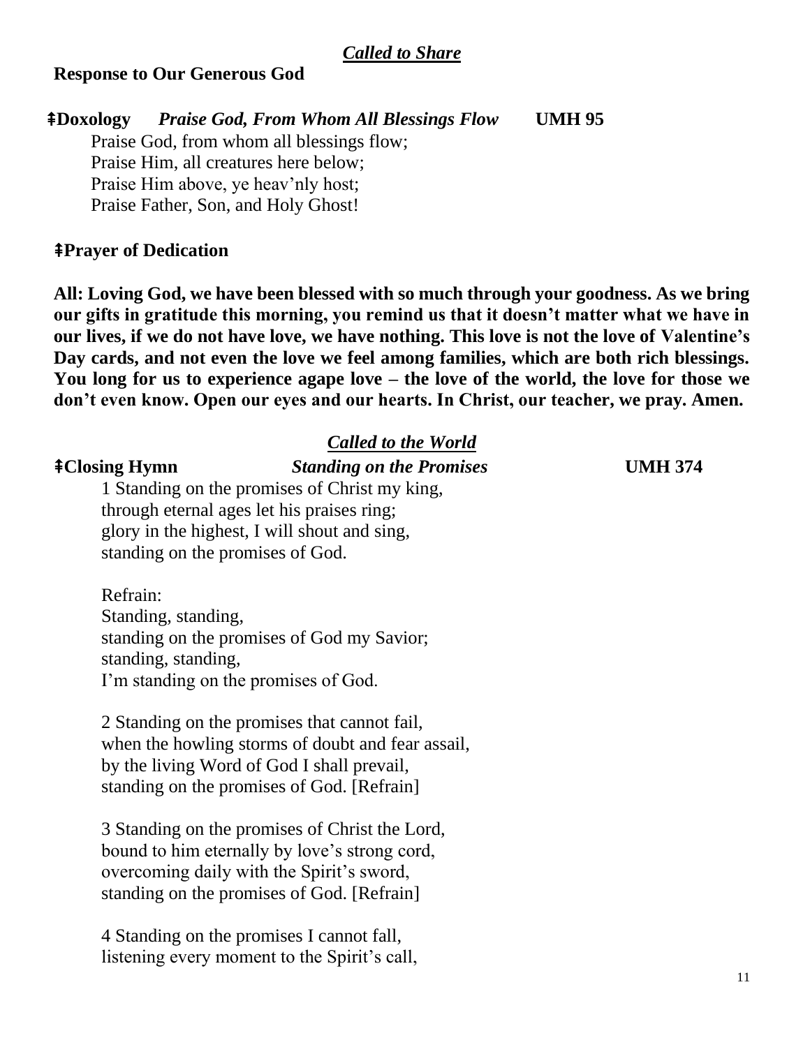## *Called to Share*

**Response to Our Generous God**

**ǂDoxology** ***Praise God, From Whom All Blessings Flow*** **UMH 95**

Praise God, from whom all blessings flow;
Praise Him, all creatures here below;
Praise Him above, ye heav'nly host;
Praise Father, Son, and Holy Ghost!

**ǂPrayer of Dedication**

**All: Loving God, we have been blessed with so much through your goodness. As we bring our gifts in gratitude this morning, you remind us that it doesn't matter what we have in our lives, if we do not have love, we have nothing. This love is not the love of Valentine's Day cards, and not even the love we feel among families, which are both rich blessings. You long for us to experience agape love – the love of the world, the love for those we don't even know. Open our eyes and our hearts. In Christ, our teacher, we pray. Amen.**

## *Called to the World*

**ǂClosing Hymn** ***Standing on the Promises*** **UMH 374**

1 Standing on the promises of Christ my king,
through eternal ages let his praises ring;
glory in the highest, I will shout and sing,
standing on the promises of God.

Refrain:
Standing, standing,
standing on the promises of God my Savior;
standing, standing,
I'm standing on the promises of God.

2 Standing on the promises that cannot fail,
when the howling storms of doubt and fear assail,
by the living Word of God I shall prevail,
standing on the promises of God. [Refrain]

3 Standing on the promises of Christ the Lord,
bound to him eternally by love's strong cord,
overcoming daily with the Spirit's sword,
standing on the promises of God. [Refrain]

4 Standing on the promises I cannot fall,
listening every moment to the Spirit's call,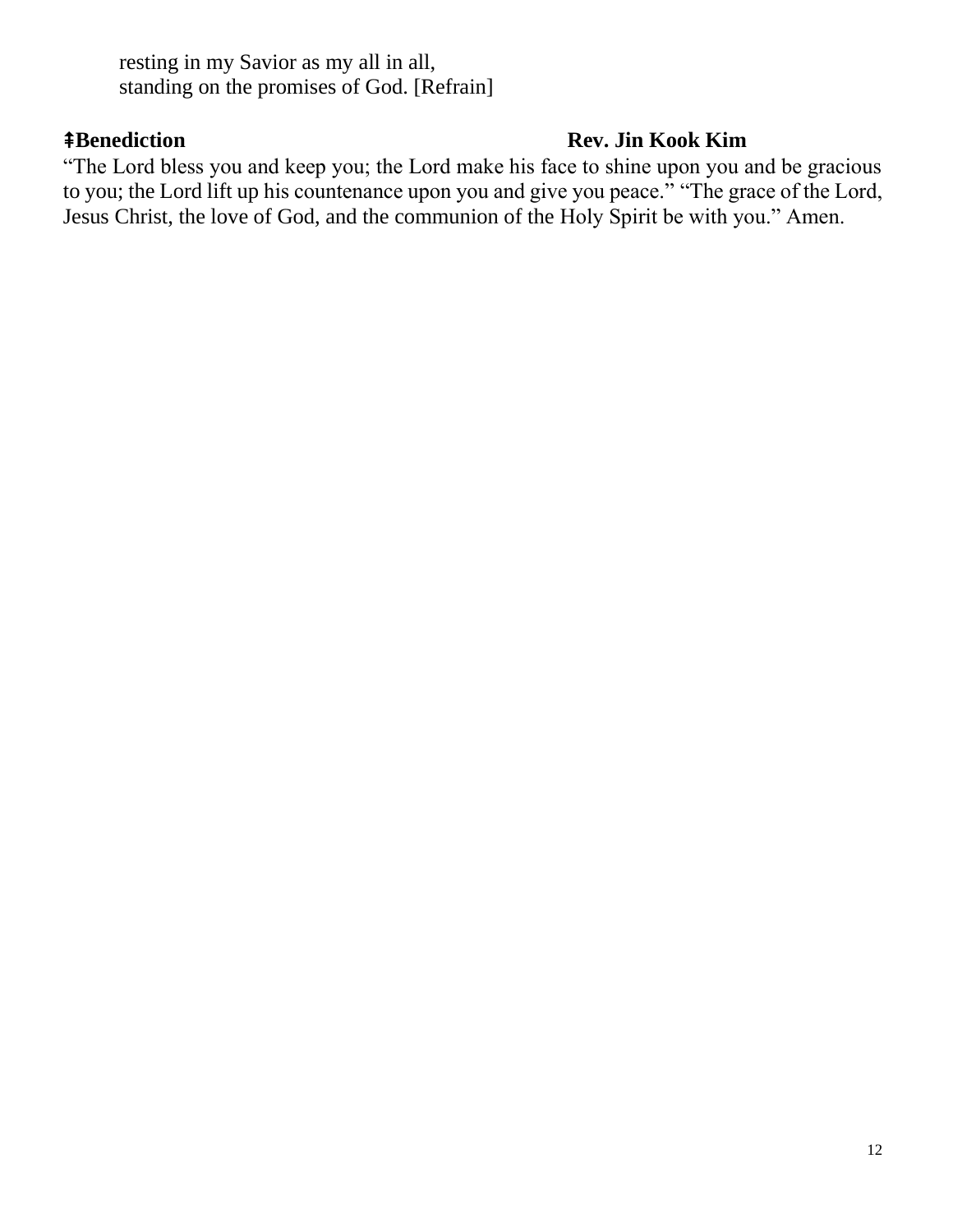resting in my Savior as my all in all,
standing on the promises of God. [Refrain]

**⇞Benediction** **Rev. Jin Kook Kim**

“The Lord bless you and keep you; the Lord make his face to shine upon you and be gracious to you; the Lord lift up his countenance upon you and give you peace.” “The grace of the Lord, Jesus Christ, the love of God, and the communion of the Holy Spirit be with you.” Amen.